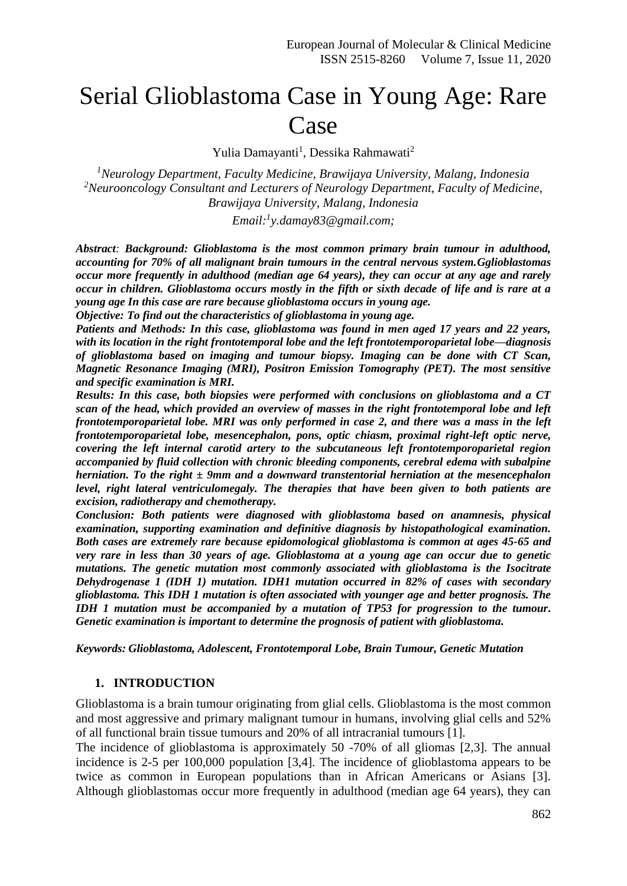# Serial Glioblastoma Case in Young Age: Rare Case

Yulia Damayanti[1], Dessika Rahmawati[2]

*[1]Neurology Department, Faculty Medicine, Brawijaya University, Malang, Indonesia*
*[2]Neurooncology Consultant and Lecturers of Neurology Department, Faculty of Medicine, Brawijaya University, Malang, Indonesia*

*Email:[1]y.damay83@gmail.com;*

***Abstract**: **Background: Glioblastoma is the most common primary brain tumour in adulthood, accounting for 70% of all malignant brain tumours in the central nervous system.Gglioblastomas occur more frequently in adulthood (median age 64 years), they can occur at any age and rarely occur in children. Glioblastoma occurs mostly in the fifth or sixth decade of life and is rare at a young age In this case are rare because glioblastoma occurs in young age.***

***Objective: To find out the characteristics of glioblastoma in young age.***

***Patients and Methods: In this case, glioblastoma was found in men aged 17 years and 22 years, with its location in the right frontotemporal lobe and the left frontotemporoparietal lobe—diagnosis of glioblastoma based on imaging and tumour biopsy. Imaging can be done with CT Scan, Magnetic Resonance Imaging (MRI), Positron Emission Tomography (PET). The most sensitive and specific examination is MRI.***

***Results: In this case, both biopsies were performed with conclusions on glioblastoma and a CT scan of the head, which provided an overview of masses in the right frontotemporal lobe and left frontotemporoparietal lobe. MRI was only performed in case 2, and there was a mass in the left frontotemporoparietal lobe, mesencephalon, pons, optic chiasm, proximal right-left optic nerve, covering the left internal carotid artery to the subcutaneous left frontotemporoparietal region accompanied by fluid collection with chronic bleeding components, cerebral edema with subalpine herniation. To the right ± 9mm and a downward transtentorial herniation at the mesencephalon level, right lateral ventriculomegaly. The therapies that have been given to both patients are excision, radiotherapy and chemotherapy.***

***Conclusion: Both patients were diagnosed with glioblastoma based on anamnesis, physical examination, supporting examination and definitive diagnosis by histopathological examination. Both cases are extremely rare because epidomological glioblastoma is common at ages 45-65 and very rare in less than 30 years of age. Glioblastoma at a young age can occur due to genetic mutations. The genetic mutation most commonly associated with glioblastoma is the Isocitrate Dehydrogenase 1 (IDH 1) mutation. IDH1 mutation occurred in 82% of cases with secondary glioblastoma. This IDH 1 mutation is often associated with younger age and better prognosis. The IDH 1 mutation must be accompanied by a mutation of TP53 for progression to the tumour. Genetic examination is important to determine the prognosis of patient with glioblastoma.***

***Keywords: Glioblastoma, Adolescent, Frontotemporal Lobe, Brain Tumour, Genetic Mutation***

## 1. INTRODUCTION

Glioblastoma is a brain tumour originating from glial cells. Glioblastoma is the most common and most aggressive and primary malignant tumour in humans, involving glial cells and 52% of all functional brain tissue tumours and 20% of all intracranial tumours [1].

The incidence of glioblastoma is approximately 50 -70% of all gliomas [2,3]. The annual incidence is 2-5 per 100,000 population [3,4]. The incidence of glioblastoma appears to be twice as common in European populations than in African Americans or Asians [3]. Although glioblastomas occur more frequently in adulthood (median age 64 years), they can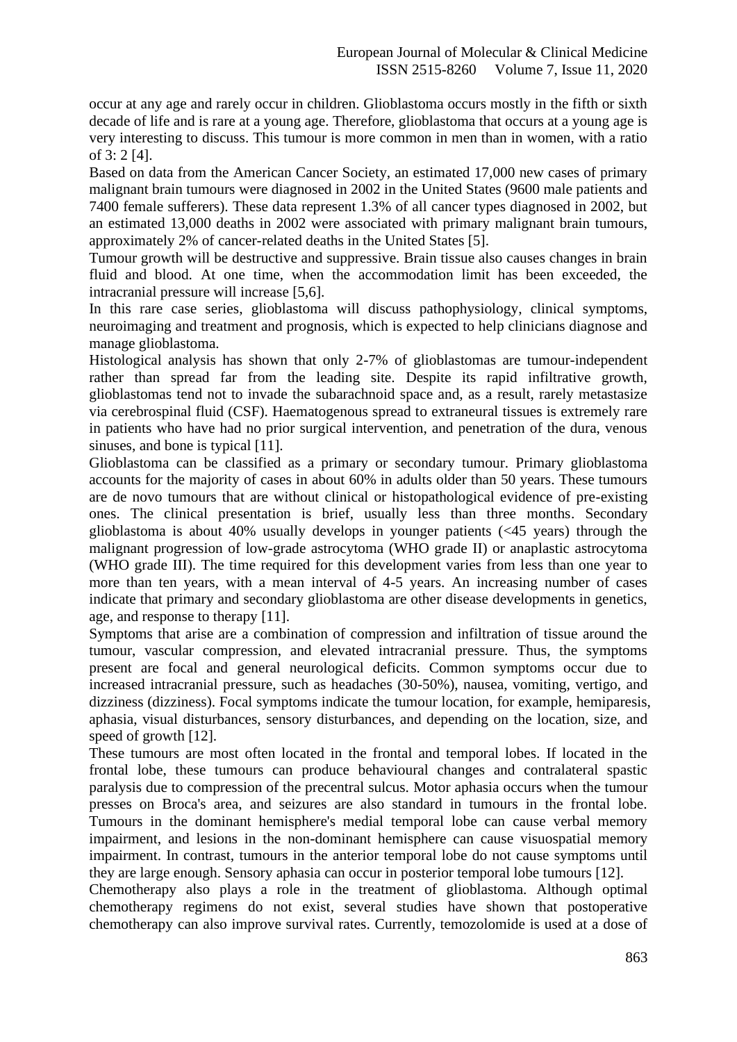occur at any age and rarely occur in children. Glioblastoma occurs mostly in the fifth or sixth decade of life and is rare at a young age. Therefore, glioblastoma that occurs at a young age is very interesting to discuss. This tumour is more common in men than in women, with a ratio of 3: 2 [4].

Based on data from the American Cancer Society, an estimated 17,000 new cases of primary malignant brain tumours were diagnosed in 2002 in the United States (9600 male patients and 7400 female sufferers). These data represent 1.3% of all cancer types diagnosed in 2002, but an estimated 13,000 deaths in 2002 were associated with primary malignant brain tumours, approximately 2% of cancer-related deaths in the United States [5].

Tumour growth will be destructive and suppressive. Brain tissue also causes changes in brain fluid and blood. At one time, when the accommodation limit has been exceeded, the intracranial pressure will increase [5,6].

In this rare case series, glioblastoma will discuss pathophysiology, clinical symptoms, neuroimaging and treatment and prognosis, which is expected to help clinicians diagnose and manage glioblastoma.

Histological analysis has shown that only 2-7% of glioblastomas are tumour-independent rather than spread far from the leading site. Despite its rapid infiltrative growth, glioblastomas tend not to invade the subarachnoid space and, as a result, rarely metastasize via cerebrospinal fluid (CSF). Haematogenous spread to extraneural tissues is extremely rare in patients who have had no prior surgical intervention, and penetration of the dura, venous sinuses, and bone is typical [11].

Glioblastoma can be classified as a primary or secondary tumour. Primary glioblastoma accounts for the majority of cases in about 60% in adults older than 50 years. These tumours are de novo tumours that are without clinical or histopathological evidence of pre-existing ones. The clinical presentation is brief, usually less than three months. Secondary glioblastoma is about 40% usually develops in younger patients (<45 years) through the malignant progression of low-grade astrocytoma (WHO grade II) or anaplastic astrocytoma (WHO grade III). The time required for this development varies from less than one year to more than ten years, with a mean interval of 4-5 years. An increasing number of cases indicate that primary and secondary glioblastoma are other disease developments in genetics, age, and response to therapy [11].

Symptoms that arise are a combination of compression and infiltration of tissue around the tumour, vascular compression, and elevated intracranial pressure. Thus, the symptoms present are focal and general neurological deficits. Common symptoms occur due to increased intracranial pressure, such as headaches (30-50%), nausea, vomiting, vertigo, and dizziness (dizziness). Focal symptoms indicate the tumour location, for example, hemiparesis, aphasia, visual disturbances, sensory disturbances, and depending on the location, size, and speed of growth [12].

These tumours are most often located in the frontal and temporal lobes. If located in the frontal lobe, these tumours can produce behavioural changes and contralateral spastic paralysis due to compression of the precentral sulcus. Motor aphasia occurs when the tumour presses on Broca's area, and seizures are also standard in tumours in the frontal lobe. Tumours in the dominant hemisphere's medial temporal lobe can cause verbal memory impairment, and lesions in the non-dominant hemisphere can cause visuospatial memory impairment. In contrast, tumours in the anterior temporal lobe do not cause symptoms until they are large enough. Sensory aphasia can occur in posterior temporal lobe tumours [12].

Chemotherapy also plays a role in the treatment of glioblastoma. Although optimal chemotherapy regimens do not exist, several studies have shown that postoperative chemotherapy can also improve survival rates. Currently, temozolomide is used at a dose of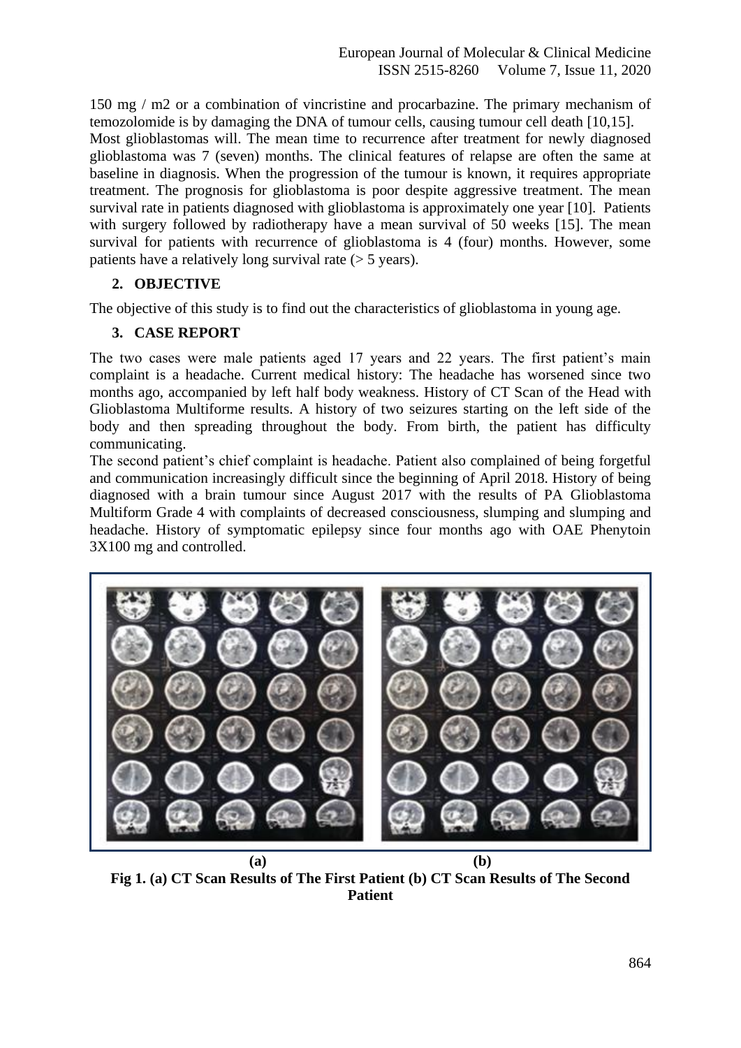150 mg / m2 or a combination of vincristine and procarbazine. The primary mechanism of temozolomide is by damaging the DNA of tumour cells, causing tumour cell death [10,15].

Most glioblastomas will. The mean time to recurrence after treatment for newly diagnosed glioblastoma was 7 (seven) months. The clinical features of relapse are often the same at baseline in diagnosis. When the progression of the tumour is known, it requires appropriate treatment. The prognosis for glioblastoma is poor despite aggressive treatment. The mean survival rate in patients diagnosed with glioblastoma is approximately one year [10]. Patients with surgery followed by radiotherapy have a mean survival of 50 weeks [15]. The mean survival for patients with recurrence of glioblastoma is 4 (four) months. However, some patients have a relatively long survival rate (> 5 years).

## 2. OBJECTIVE

The objective of this study is to find out the characteristics of glioblastoma in young age.

## 3. CASE REPORT

The two cases were male patients aged 17 years and 22 years. The first patient's main complaint is a headache. Current medical history: The headache has worsened since two months ago, accompanied by left half body weakness. History of CT Scan of the Head with Glioblastoma Multiforme results. A history of two seizures starting on the left side of the body and then spreading throughout the body. From birth, the patient has difficulty communicating.

The second patient's chief complaint is headache. Patient also complained of being forgetful and communication increasingly difficult since the beginning of April 2018. History of being diagnosed with a brain tumour since August 2017 with the results of PA Glioblastoma Multiform Grade 4 with complaints of decreased consciousness, slumping and slumping and headache. History of symptomatic epilepsy since four months ago with OAE Phenytoin 3X100 mg and controlled.

(a) (b)

**Fig 1. (a) CT Scan Results of The First Patient (b) CT Scan Results of The Second Patient**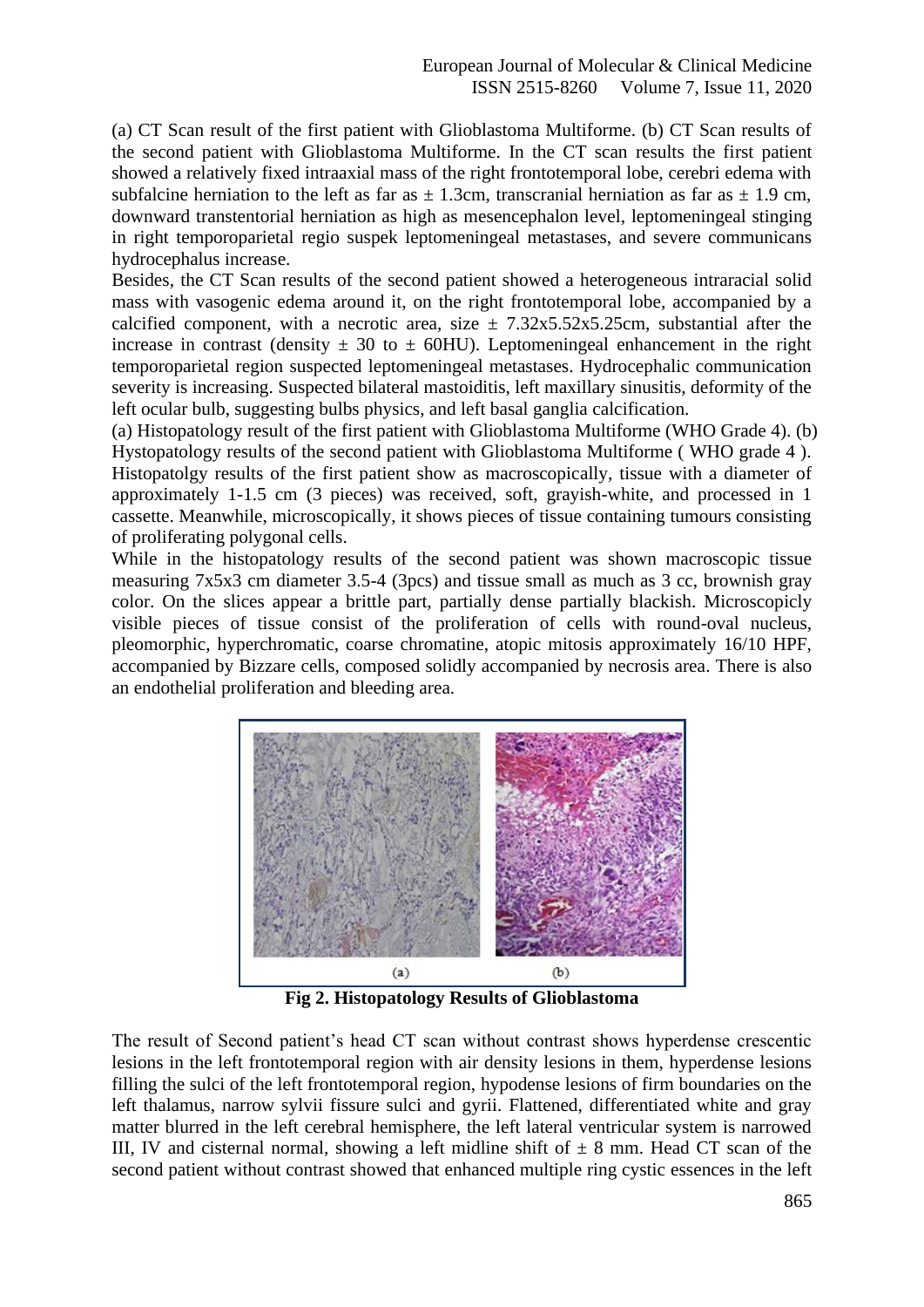(a) CT Scan result of the first patient with Glioblastoma Multiforme. (b) CT Scan results of the second patient with Glioblastoma Multiforme. In the CT scan results the first patient showed a relatively fixed intraaxial mass of the right frontotemporal lobe, cerebri edema with subfalcine herniation to the left as far as ± 1.3cm, transcranial herniation as far as ± 1.9 cm, downward transtentorial herniation as high as mesencephalon level, leptomeningeal stinging in right temporoparietal regio suspek leptomeningeal metastases, and severe communicans hydrocephalus increase.

Besides, the CT Scan results of the second patient showed a heterogeneous intraracial solid mass with vasogenic edema around it, on the right frontotemporal lobe, accompanied by a calcified component, with a necrotic area, size ± 7.32x5.52x5.25cm, substantial after the increase in contrast (density ± 30 to ± 60HU). Leptomeningeal enhancement in the right temporoparietal region suspected leptomeningeal metastases. Hydrocephalic communication severity is increasing. Suspected bilateral mastoiditis, left maxillary sinusitis, deformity of the left ocular bulb, suggesting bulbs physics, and left basal ganglia calcification.

(a) Histopatology result of the first patient with Glioblastoma Multiforme (WHO Grade 4). (b) Hystopatology results of the second patient with Glioblastoma Multiforme ( WHO grade 4 ).

Histopatolgy results of the first patient show as macroscopically, tissue with a diameter of approximately 1-1.5 cm (3 pieces) was received, soft, grayish-white, and processed in 1 cassette. Meanwhile, microscopically, it shows pieces of tissue containing tumours consisting of proliferating polygonal cells.

While in the histopatology results of the second patient was shown macroscopic tissue measuring 7x5x3 cm diameter 3.5-4 (3pcs) and tissue small as much as 3 cc, brownish gray color. On the slices appear a brittle part, partially dense partially blackish. Microscopicly visible pieces of tissue consist of the proliferation of cells with round-oval nucleus, pleomorphic, hyperchromatic, coarse chromatine, atopic mitosis approximately 16/10 HPF, accompanied by Bizzare cells, composed solidly accompanied by necrosis area. There is also an endothelial proliferation and bleeding area.

(a) (b)

**Fig 2. Histopatology Results of Glioblastoma**

The result of Second patient's head CT scan without contrast shows hyperdense crescentic lesions in the left frontotemporal region with air density lesions in them, hyperdense lesions filling the sulci of the left frontotemporal region, hypodense lesions of firm boundaries on the left thalamus, narrow sylvii fissure sulci and gyrii. Flattened, differentiated white and gray matter blurred in the left cerebral hemisphere, the left lateral ventricular system is narrowed III, IV and cisternal normal, showing a left midline shift of ± 8 mm. Head CT scan of the second patient without contrast showed that enhanced multiple ring cystic essences in the left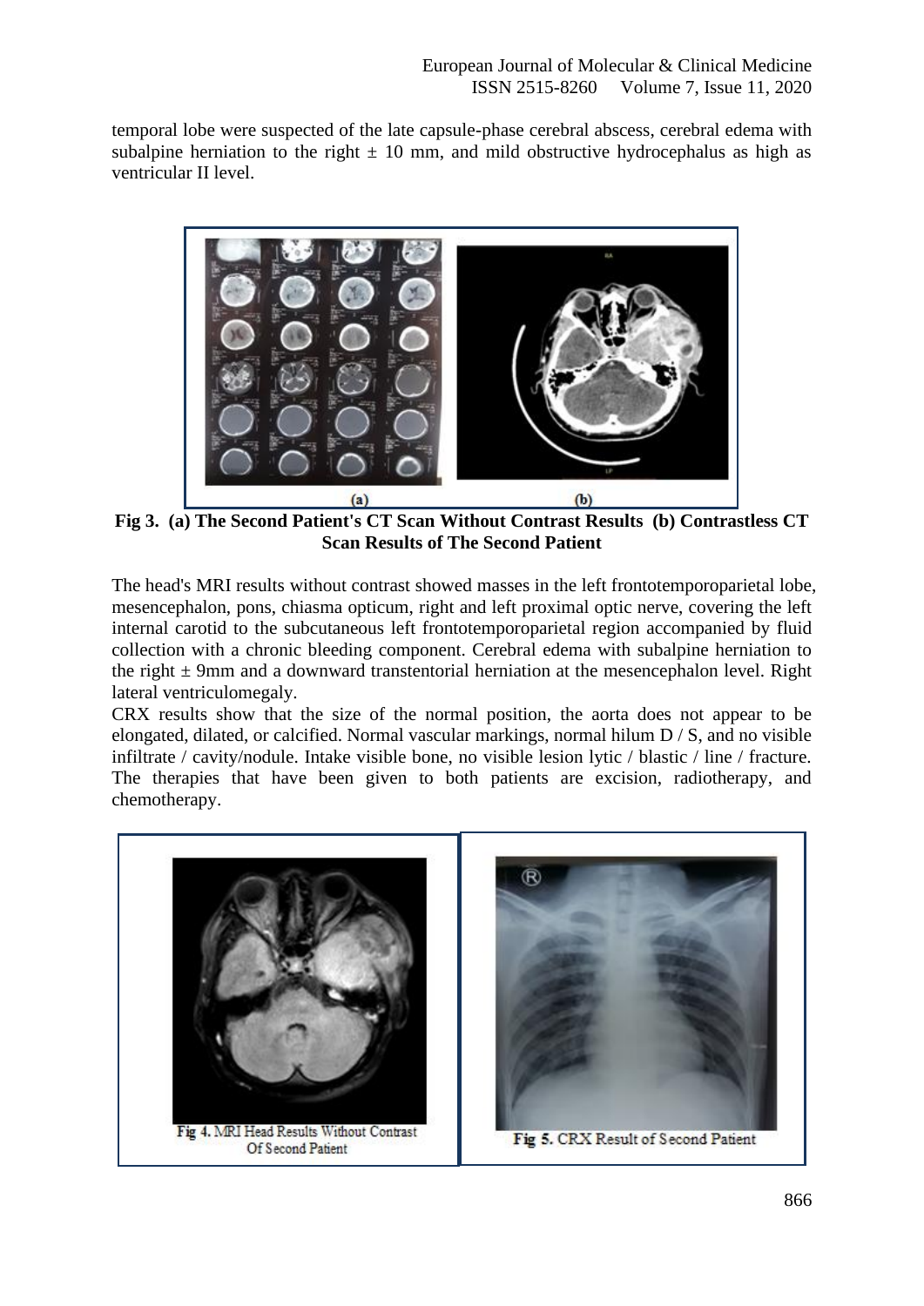temporal lobe were suspected of the late capsule-phase cerebral abscess, cerebral edema with subalpine herniation to the right ± 10 mm, and mild obstructive hydrocephalus as high as ventricular II level.

(a) (b)

**Fig 3. (a) The Second Patient's CT Scan Without Contrast Results (b) Contrastless CT Scan Results of The Second Patient**

The head's MRI results without contrast showed masses in the left frontotemporoparietal lobe, mesencephalon, pons, chiasma opticum, right and left proximal optic nerve, covering the left internal carotid to the subcutaneous left frontotemporoparietal region accompanied by fluid collection with a chronic bleeding component. Cerebral edema with subalpine herniation to the right ± 9mm and a downward transtentorial herniation at the mesencephalon level. Right lateral ventriculomegaly.

CRX results show that the size of the normal position, the aorta does not appear to be elongated, dilated, or calcified. Normal vascular markings, normal hilum D / S, and no visible infiltrate / cavity/nodule. Intake visible bone, no visible lesion lytic / blastic / line / fracture. The therapies that have been given to both patients are excision, radiotherapy, and chemotherapy.

**Fig 4.** MRI Head Results Without Contrast Of Second Patient

**Fig 5.** CRX Result of Second Patient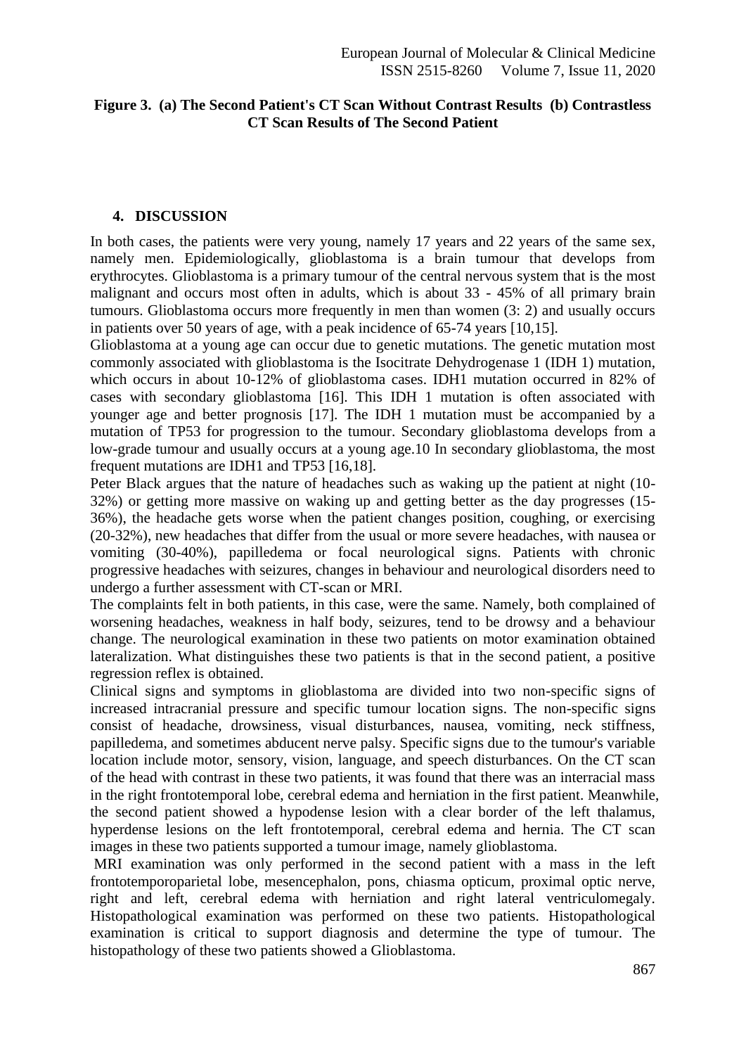**Figure 3. (a) The Second Patient's CT Scan Without Contrast Results (b) Contrastless CT Scan Results of The Second Patient**

## 4. DISCUSSION

In both cases, the patients were very young, namely 17 years and 22 years of the same sex, namely men. Epidemiologically, glioblastoma is a brain tumour that develops from erythrocytes. Glioblastoma is a primary tumour of the central nervous system that is the most malignant and occurs most often in adults, which is about 33 - 45% of all primary brain tumours. Glioblastoma occurs more frequently in men than women (3: 2) and usually occurs in patients over 50 years of age, with a peak incidence of 65-74 years [10,15].

Glioblastoma at a young age can occur due to genetic mutations. The genetic mutation most commonly associated with glioblastoma is the Isocitrate Dehydrogenase 1 (IDH 1) mutation, which occurs in about 10-12% of glioblastoma cases. IDH1 mutation occurred in 82% of cases with secondary glioblastoma [16]. This IDH 1 mutation is often associated with younger age and better prognosis [17]. The IDH 1 mutation must be accompanied by a mutation of TP53 for progression to the tumour. Secondary glioblastoma develops from a low-grade tumour and usually occurs at a young age.10 In secondary glioblastoma, the most frequent mutations are IDH1 and TP53 [16,18].

Peter Black argues that the nature of headaches such as waking up the patient at night (10-32%) or getting more massive on waking up and getting better as the day progresses (15-36%), the headache gets worse when the patient changes position, coughing, or exercising (20-32%), new headaches that differ from the usual or more severe headaches, with nausea or vomiting (30-40%), papilledema or focal neurological signs. Patients with chronic progressive headaches with seizures, changes in behaviour and neurological disorders need to undergo a further assessment with CT-scan or MRI.

The complaints felt in both patients, in this case, were the same. Namely, both complained of worsening headaches, weakness in half body, seizures, tend to be drowsy and a behaviour change. The neurological examination in these two patients on motor examination obtained lateralization. What distinguishes these two patients is that in the second patient, a positive regression reflex is obtained.

Clinical signs and symptoms in glioblastoma are divided into two non-specific signs of increased intracranial pressure and specific tumour location signs. The non-specific signs consist of headache, drowsiness, visual disturbances, nausea, vomiting, neck stiffness, papilledema, and sometimes abducent nerve palsy. Specific signs due to the tumour's variable location include motor, sensory, vision, language, and speech disturbances. On the CT scan of the head with contrast in these two patients, it was found that there was an interracial mass in the right frontotemporal lobe, cerebral edema and herniation in the first patient. Meanwhile, the second patient showed a hypodense lesion with a clear border of the left thalamus, hyperdense lesions on the left frontotemporal, cerebral edema and hernia. The CT scan images in these two patients supported a tumour image, namely glioblastoma.

MRI examination was only performed in the second patient with a mass in the left frontotemporoparietal lobe, mesencephalon, pons, chiasma opticum, proximal optic nerve, right and left, cerebral edema with herniation and right lateral ventriculomegaly. Histopathological examination was performed on these two patients. Histopathological examination is critical to support diagnosis and determine the type of tumour. The histopathology of these two patients showed a Glioblastoma.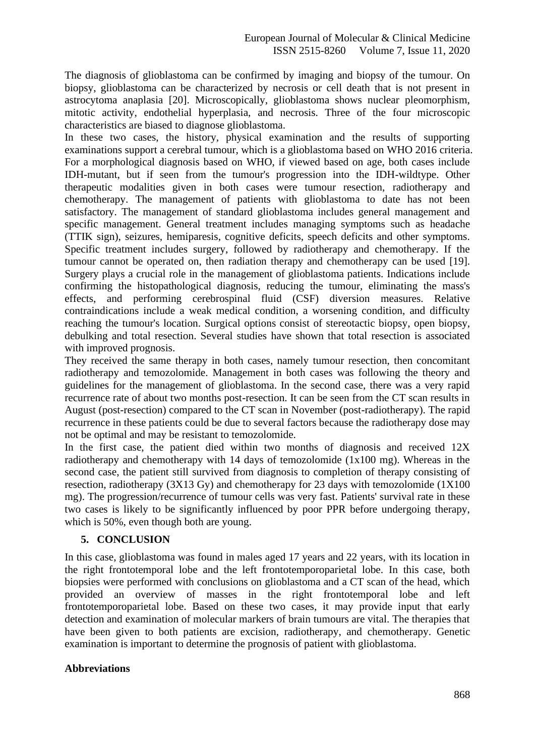The diagnosis of glioblastoma can be confirmed by imaging and biopsy of the tumour. On biopsy, glioblastoma can be characterized by necrosis or cell death that is not present in astrocytoma anaplasia [20]. Microscopically, glioblastoma shows nuclear pleomorphism, mitotic activity, endothelial hyperplasia, and necrosis. Three of the four microscopic characteristics are biased to diagnose glioblastoma.

In these two cases, the history, physical examination and the results of supporting examinations support a cerebral tumour, which is a glioblastoma based on WHO 2016 criteria. For a morphological diagnosis based on WHO, if viewed based on age, both cases include IDH-mutant, but if seen from the tumour's progression into the IDH-wildtype. Other therapeutic modalities given in both cases were tumour resection, radiotherapy and chemotherapy. The management of patients with glioblastoma to date has not been satisfactory. The management of standard glioblastoma includes general management and specific management. General treatment includes managing symptoms such as headache (TTIK sign), seizures, hemiparesis, cognitive deficits, speech deficits and other symptoms. Specific treatment includes surgery, followed by radiotherapy and chemotherapy. If the tumour cannot be operated on, then radiation therapy and chemotherapy can be used [19]. Surgery plays a crucial role in the management of glioblastoma patients. Indications include confirming the histopathological diagnosis, reducing the tumour, eliminating the mass's effects, and performing cerebrospinal fluid (CSF) diversion measures. Relative contraindications include a weak medical condition, a worsening condition, and difficulty reaching the tumour's location. Surgical options consist of stereotactic biopsy, open biopsy, debulking and total resection. Several studies have shown that total resection is associated with improved prognosis.

They received the same therapy in both cases, namely tumour resection, then concomitant radiotherapy and temozolomide. Management in both cases was following the theory and guidelines for the management of glioblastoma. In the second case, there was a very rapid recurrence rate of about two months post-resection. It can be seen from the CT scan results in August (post-resection) compared to the CT scan in November (post-radiotherapy). The rapid recurrence in these patients could be due to several factors because the radiotherapy dose may not be optimal and may be resistant to temozolomide.

In the first case, the patient died within two months of diagnosis and received 12X radiotherapy and chemotherapy with 14 days of temozolomide (1x100 mg). Whereas in the second case, the patient still survived from diagnosis to completion of therapy consisting of resection, radiotherapy (3X13 Gy) and chemotherapy for 23 days with temozolomide (1X100 mg). The progression/recurrence of tumour cells was very fast. Patients' survival rate in these two cases is likely to be significantly influenced by poor PPR before undergoing therapy, which is 50%, even though both are young.

## 5. CONCLUSION

In this case, glioblastoma was found in males aged 17 years and 22 years, with its location in the right frontotemporal lobe and the left frontotemporoparietal lobe. In this case, both biopsies were performed with conclusions on glioblastoma and a CT scan of the head, which provided an overview of masses in the right frontotemporal lobe and left frontotemporoparietal lobe. Based on these two cases, it may provide input that early detection and examination of molecular markers of brain tumours are vital. The therapies that have been given to both patients are excision, radiotherapy, and chemotherapy. Genetic examination is important to determine the prognosis of patient with glioblastoma.

**Abbreviations**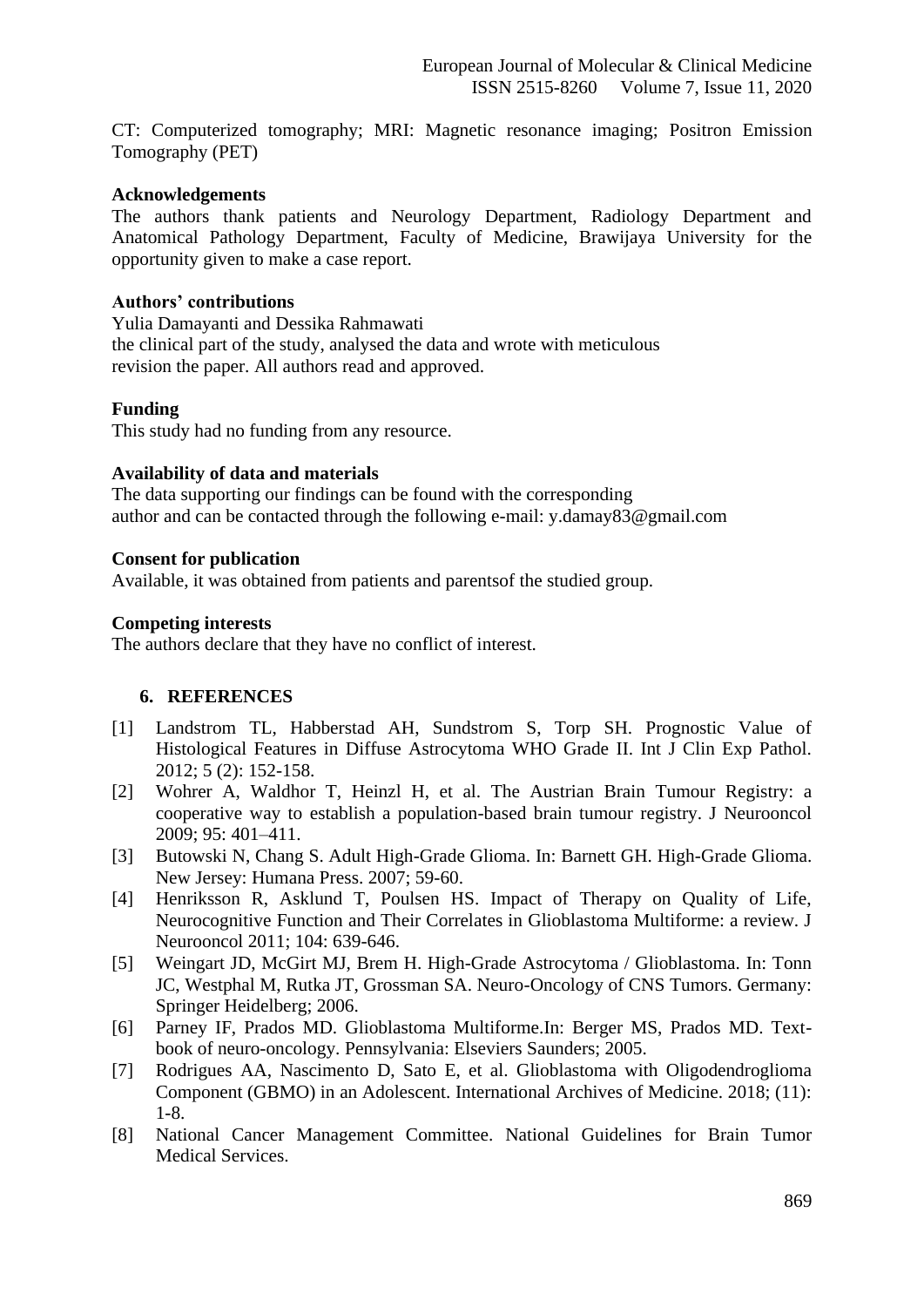CT: Computerized tomography; MRI: Magnetic resonance imaging; Positron Emission Tomography (PET)

**Acknowledgements**

The authors thank patients and Neurology Department, Radiology Department and Anatomical Pathology Department, Faculty of Medicine, Brawijaya University for the opportunity given to make a case report.

**Authors' contributions**

Yulia Damayanti and Dessika Rahmawati
the clinical part of the study, analysed the data and wrote with meticulous revision the paper. All authors read and approved.

**Funding**

This study had no funding from any resource.

**Availability of data and materials**

The data supporting our findings can be found with the corresponding author and can be contacted through the following e-mail: y.damay83@gmail.com

**Consent for publication**

Available, it was obtained from patients and parentsof the studied group.

**Competing interests**

The authors declare that they have no conflict of interest.

## 6. REFERENCES

[1] Landstrom TL, Habberstad AH, Sundstrom S, Torp SH. Prognostic Value of Histological Features in Diffuse Astrocytoma WHO Grade II. Int J Clin Exp Pathol. 2012; 5 (2): 152-158.

[2] Wohrer A, Waldhor T, Heinzl H, et al. The Austrian Brain Tumour Registry: a cooperative way to establish a population-based brain tumour registry. J Neurooncol 2009; 95: 401–411.

[3] Butowski N, Chang S. Adult High-Grade Glioma. In: Barnett GH. High-Grade Glioma. New Jersey: Humana Press. 2007; 59-60.

[4] Henriksson R, Asklund T, Poulsen HS. Impact of Therapy on Quality of Life, Neurocognitive Function and Their Correlates in Glioblastoma Multiforme: a review. J Neurooncol 2011; 104: 639-646.

[5] Weingart JD, McGirt MJ, Brem H. High-Grade Astrocytoma / Glioblastoma. In: Tonn JC, Westphal M, Rutka JT, Grossman SA. Neuro-Oncology of CNS Tumors. Germany: Springer Heidelberg; 2006.

[6] Parney IF, Prados MD. Glioblastoma Multiforme.In: Berger MS, Prados MD. Text-book of neuro-oncology. Pennsylvania: Elseviers Saunders; 2005.

[7] Rodrigues AA, Nascimento D, Sato E, et al. Glioblastoma with Oligodendroglioma Component (GBMO) in an Adolescent. International Archives of Medicine. 2018; (11): 1-8.

[8] National Cancer Management Committee. National Guidelines for Brain Tumor Medical Services.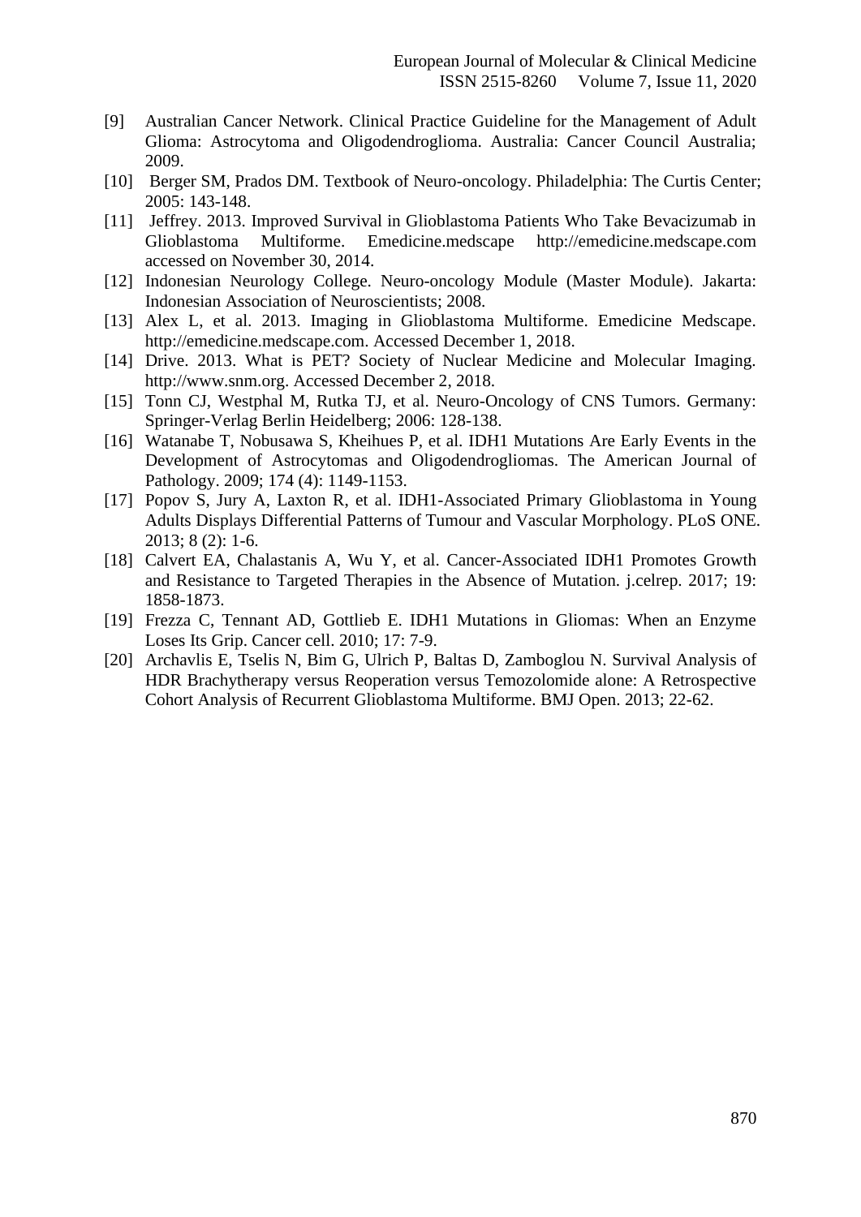[9] Australian Cancer Network. Clinical Practice Guideline for the Management of Adult Glioma: Astrocytoma and Oligodendroglioma. Australia: Cancer Council Australia; 2009.

[10] Berger SM, Prados DM. Textbook of Neuro-oncology. Philadelphia: The Curtis Center; 2005: 143-148.

[11] Jeffrey. 2013. Improved Survival in Glioblastoma Patients Who Take Bevacizumab in Glioblastoma Multiforme. Emedicine.medscape http://emedicine.medscape.com accessed on November 30, 2014.

[12] Indonesian Neurology College. Neuro-oncology Module (Master Module). Jakarta: Indonesian Association of Neuroscientists; 2008.

[13] Alex L, et al. 2013. Imaging in Glioblastoma Multiforme. Emedicine Medscape. http://emedicine.medscape.com. Accessed December 1, 2018.

[14] Drive. 2013. What is PET? Society of Nuclear Medicine and Molecular Imaging. http://www.snm.org. Accessed December 2, 2018.

[15] Tonn CJ, Westphal M, Rutka TJ, et al. Neuro-Oncology of CNS Tumors. Germany: Springer-Verlag Berlin Heidelberg; 2006: 128-138.

[16] Watanabe T, Nobusawa S, Kheihues P, et al. IDH1 Mutations Are Early Events in the Development of Astrocytomas and Oligodendrogliomas. The American Journal of Pathology. 2009; 174 (4): 1149-1153.

[17] Popov S, Jury A, Laxton R, et al. IDH1-Associated Primary Glioblastoma in Young Adults Displays Differential Patterns of Tumour and Vascular Morphology. PLoS ONE. 2013; 8 (2): 1-6.

[18] Calvert EA, Chalastanis A, Wu Y, et al. Cancer-Associated IDH1 Promotes Growth and Resistance to Targeted Therapies in the Absence of Mutation. j.celrep. 2017; 19: 1858-1873.

[19] Frezza C, Tennant AD, Gottlieb E. IDH1 Mutations in Gliomas: When an Enzyme Loses Its Grip. Cancer cell. 2010; 17: 7-9.

[20] Archavlis E, Tselis N, Bim G, Ulrich P, Baltas D, Zamboglou N. Survival Analysis of HDR Brachytherapy versus Reoperation versus Temozolomide alone: A Retrospective Cohort Analysis of Recurrent Glioblastoma Multiforme. BMJ Open. 2013; 22-62.